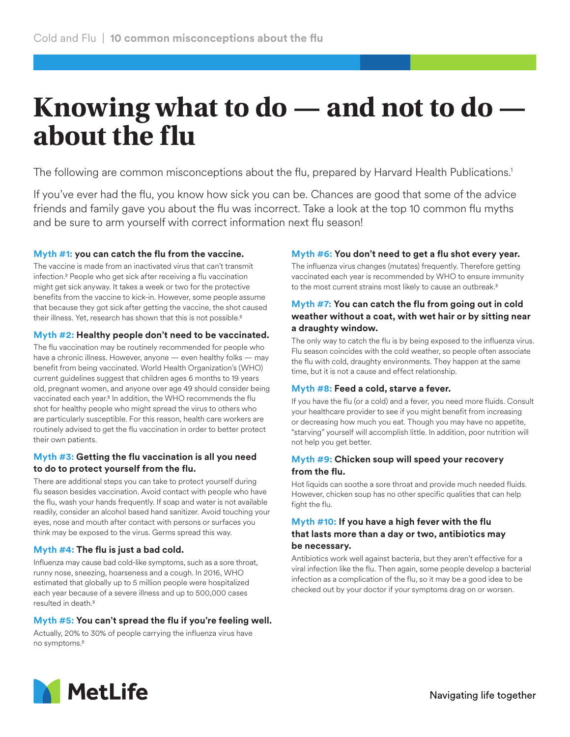# Knowing what to do — and not to do — about the flu

The following are common misconceptions about the flu, prepared by Harvard Health Publications.[1]

If you've ever had the flu, you know how sick you can be. Chances are good that some of the advice friends and family gave you about the flu was incorrect. Take a look at the top 10 common flu myths and be sure to arm yourself with correct information next flu season!

### Myth #1: you can catch the flu from the vaccine.

The vaccine is made from an inactivated virus that can't transmit infection.[2] People who get sick after receiving a flu vaccination might get sick anyway. It takes a week or two for the protective benefits from the vaccine to kick-in. However, some people assume that because they got sick after getting the vaccine, the shot caused their illness. Yet, research has shown that this is not possible.[2]

### Myth #2: Healthy people don't need to be vaccinated.

The flu vaccination may be routinely recommended for people who have a chronic illness. However, anyone — even healthy folks — may benefit from being vaccinated. World Health Organization's (WHO) current guidelines suggest that children ages 6 months to 19 years old, pregnant women, and anyone over age 49 should consider being vaccinated each year.[3] In addition, the WHO recommends the flu shot for healthy people who might spread the virus to others who are particularly susceptible. For this reason, health care workers are routinely advised to get the flu vaccination in order to better protect their own patients.

### Myth #3: Getting the flu vaccination is all you need to do to protect yourself from the flu.

There are additional steps you can take to protect yourself during flu season besides vaccination. Avoid contact with people who have the flu, wash your hands frequently. If soap and water is not available readily, consider an alcohol based hand sanitizer. Avoid touching your eyes, nose and mouth after contact with persons or surfaces you think may be exposed to the virus. Germs spread this way.

### Myth #4: The flu is just a bad cold.

Influenza may cause bad cold-like symptoms, such as a sore throat, runny nose, sneezing, hoarseness and a cough. In 2016, WHO estimated that globally up to 5 million people were hospitalized each year because of a severe illness and up to 500,000 cases resulted in death.[3]

### Myth #5: You can't spread the flu if you're feeling well.

Actually, 20% to 30% of people carrying the influenza virus have no symptoms.[2]

### Myth #6: You don't need to get a flu shot every year.

The influenza virus changes (mutates) frequently. Therefore getting vaccinated each year is recommended by WHO to ensure immunity to the most current strains most likely to cause an outbreak.[3]

### Myth #7: You can catch the flu from going out in cold weather without a coat, with wet hair or by sitting near a draughty window.

The only way to catch the flu is by being exposed to the influenza virus. Flu season coincides with the cold weather, so people often associate the flu with cold, draughty environments. They happen at the same time, but it is not a cause and effect relationship.

### Myth #8: Feed a cold, starve a fever.

If you have the flu (or a cold) and a fever, you need more fluids. Consult your healthcare provider to see if you might benefit from increasing or decreasing how much you eat. Though you may have no appetite, "starving" yourself will accomplish little. In addition, poor nutrition will not help you get better.

### Myth #9: Chicken soup will speed your recovery from the flu.

Hot liquids can soothe a sore throat and provide much needed fluids. However, chicken soup has no other specific qualities that can help fight the flu.

### Myth #10: If you have a high fever with the flu that lasts more than a day or two, antibiotics may be necessary.

Antibiotics work well against bacteria, but they aren't effective for a viral infection like the flu. Then again, some people develop a bacterial infection as a complication of the flu, so it may be a good idea to be checked out by your doctor if your symptoms drag on or worsen.

MetLife

Navigating life together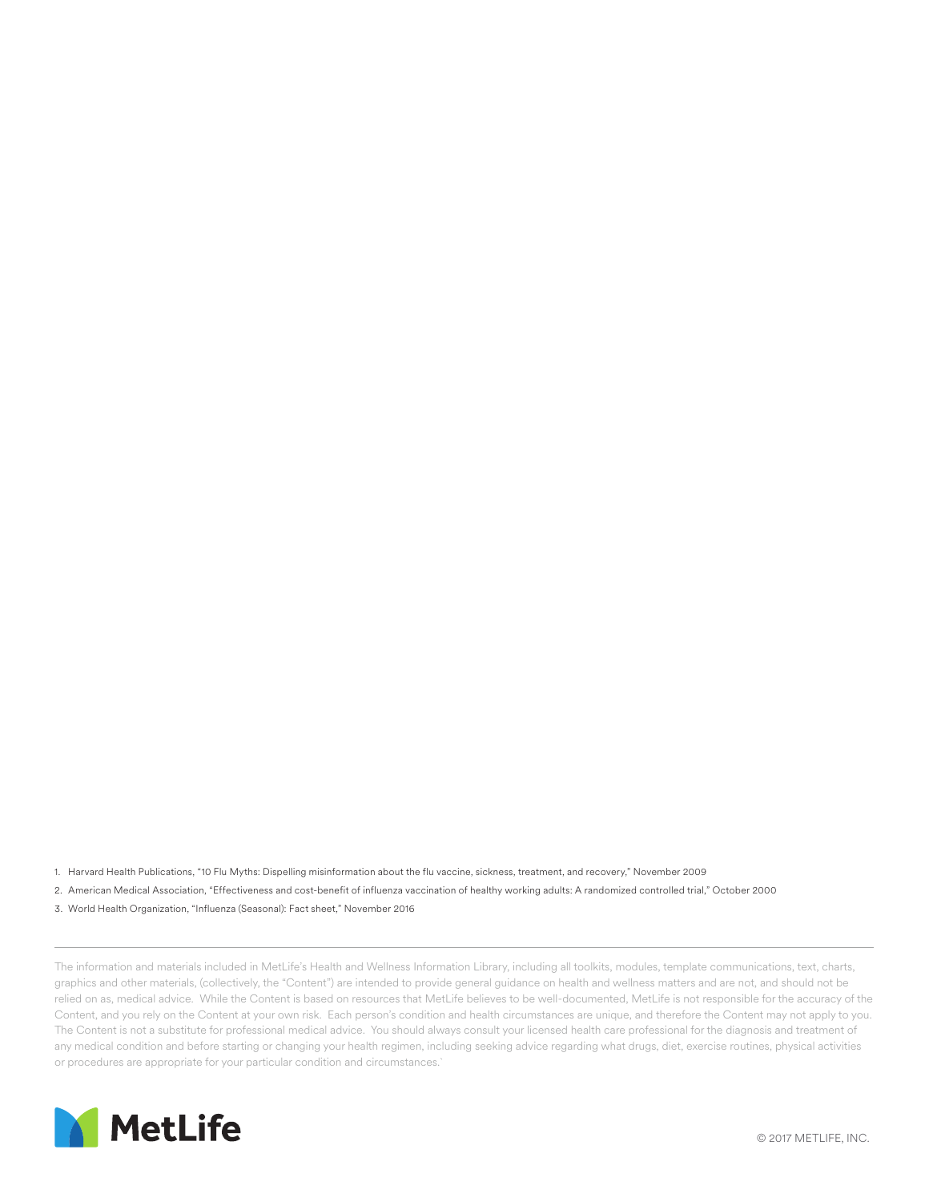1. Harvard Health Publications, "10 Flu Myths: Dispelling misinformation about the flu vaccine, sickness, treatment, and recovery," November 2009
2. American Medical Association, "Effectiveness and cost-benefit of influenza vaccination of healthy working adults: A randomized controlled trial," October 2000
3. World Health Organization, "Influenza (Seasonal): Fact sheet," November 2016

---

The information and materials included in MetLife's Health and Wellness Information Library, including all toolkits, modules, template communications, text, charts, graphics and other materials, (collectively, the "Content") are intended to provide general guidance on health and wellness matters and are not, and should not be relied on as, medical advice. While the Content is based on resources that MetLife believes to be well-documented, MetLife is not responsible for the accuracy of the Content, and you rely on the Content at your own risk. Each person's condition and health circumstances are unique, and therefore the Content may not apply to you. The Content is not a substitute for professional medical advice. You should always consult your licensed health care professional for the diagnosis and treatment of any medical condition and before starting or changing your health regimen, including seeking advice regarding what drugs, diet, exercise routines, physical activities or procedures are appropriate for your particular condition and circumstances.`

MetLife

© 2017 METLIFE, INC.